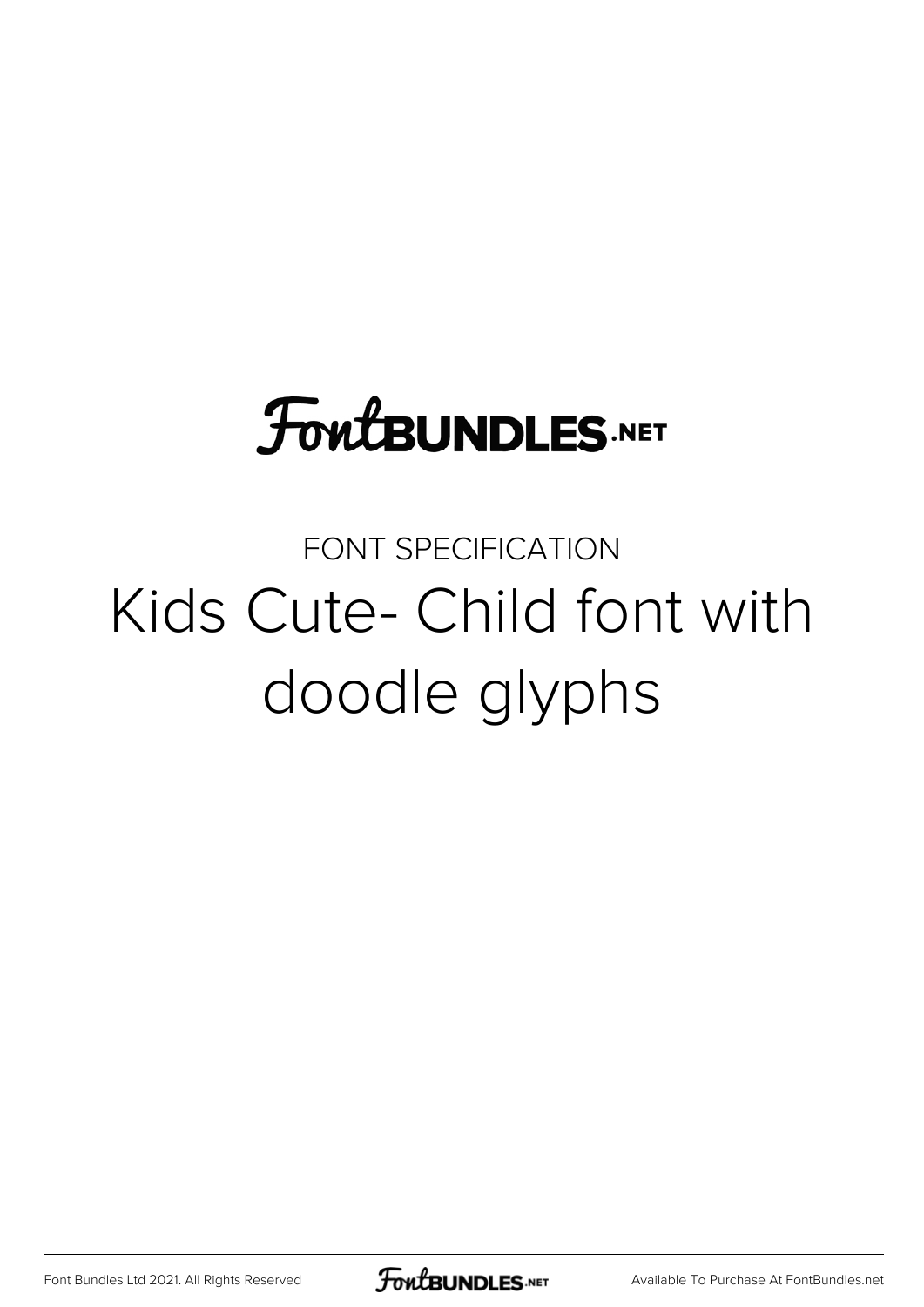FontBUNDLES.NET

FONT SPECIFICATION

# Kids Cute- Child font with doodle glyphs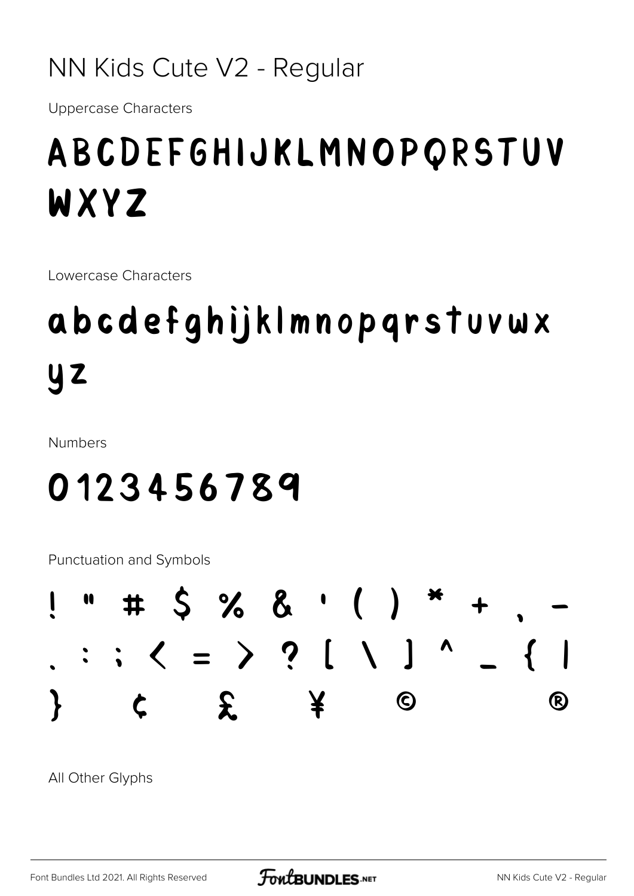# NN Kids Cute V2 - Regular

Uppercase Characters

ABCDEFGHIJKLMNOPQRSTUV
WXYZ

Lowercase Characters

abcdefghijklmnopqrstuvwx
yz

Numbers

0123456789

Punctuation and Symbols

! " # $ % & ' ( ) * + , -
. : ; < = > ? [ \ ] ^ _ { |
} ¢ £ ¥ © ®

All Other Glyphs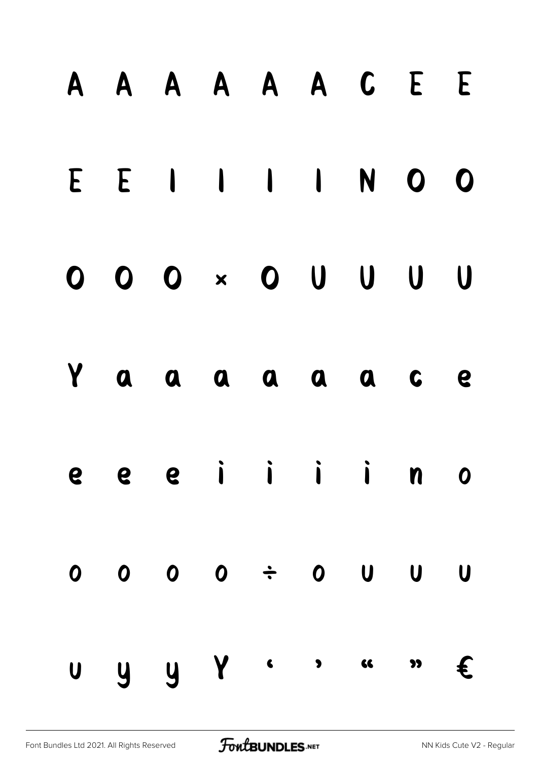A A A A A A C E E

E E I I I I N O O

O O O × O U U U U

Y a a a a a a c e

e e e i i i i n o

o o o o ÷ o u u u

u y y Y ‘ ’ “ ” €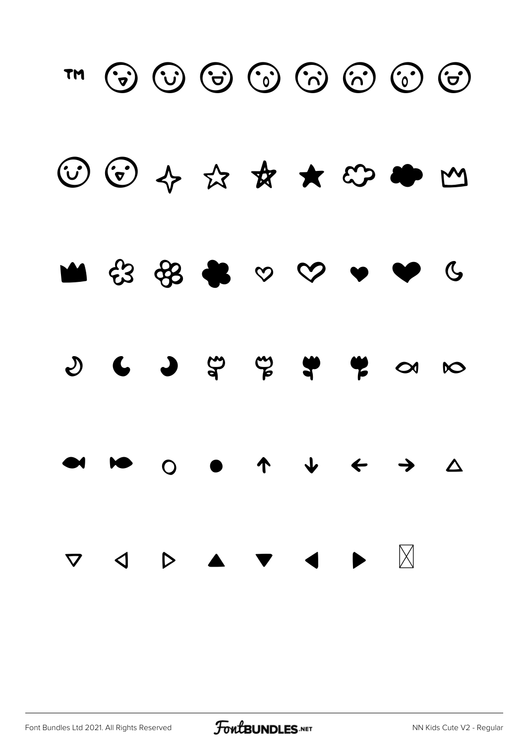TM 😮 🙂 😀 😗 ☹ ☹ 😗 😛

🙂 😮 ✧ ☆ ✰ ★ ☁ ☁ ♔

♛ ✿ ❀ ✿ ♡ ♡ ♥ ❤ ☾

☽ ☾ ☽ 🌷 🌷 🌷 🌷 🐟 🐟

🐟 🐟 ○ ● ↑ ↓ ← → △

▽ ◁ ▷ ▲ ▼ ◀ ▶ ⊠